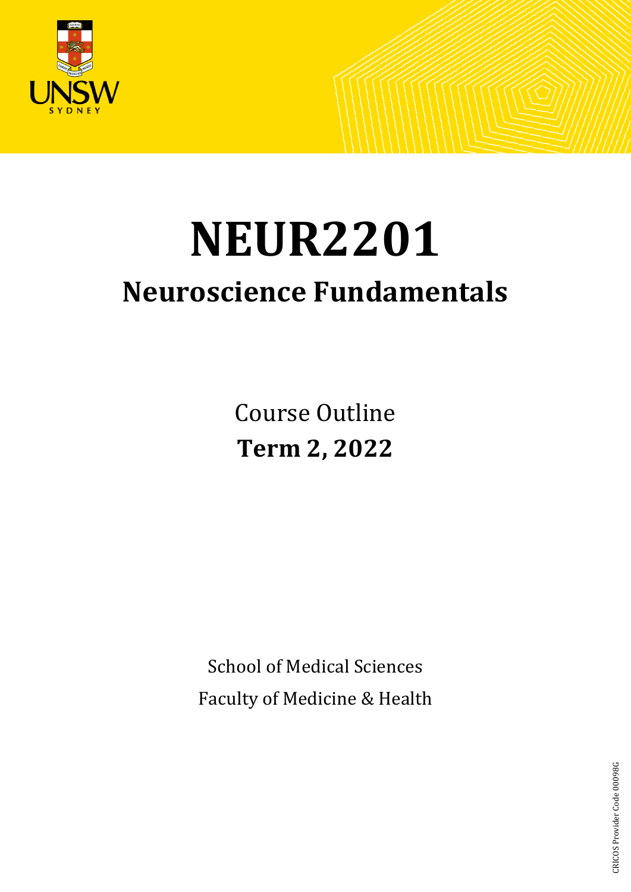# NEUR2201

## Neuroscience Fundamentals

Course Outline

**Term 2, 2022**

School of Medical Sciences

Faculty of Medicine & Health

CRICOS Provider Code 00098G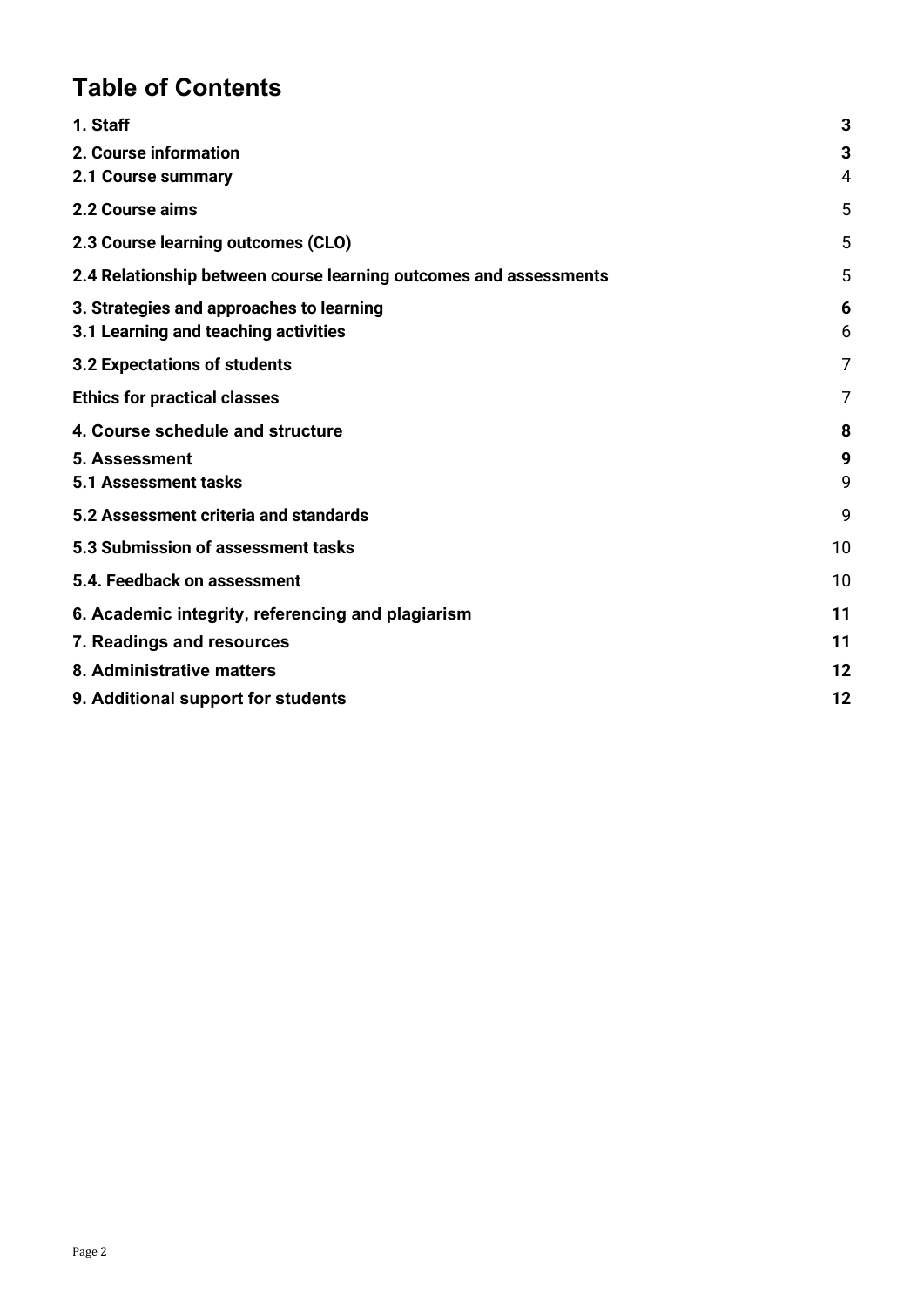# Table of Contents

| | |
|---|---|
| **1. Staff** | **3** |
| **2. Course information** | **3** |
| **2.1 Course summary** | 4 |
| **2.2 Course aims** | 5 |
| **2.3 Course learning outcomes (CLO)** | 5 |
| **2.4 Relationship between course learning outcomes and assessments** | 5 |
| **3. Strategies and approaches to learning** | **6** |
| **3.1 Learning and teaching activities** | 6 |
| **3.2 Expectations of students** | 7 |
| **Ethics for practical classes** | 7 |
| **4. Course schedule and structure** | **8** |
| **5. Assessment** | **9** |
| **5.1 Assessment tasks** | 9 |
| **5.2 Assessment criteria and standards** | 9 |
| **5.3 Submission of assessment tasks** | 10 |
| **5.4. Feedback on assessment** | 10 |
| **6. Academic integrity, referencing and plagiarism** | **11** |
| **7. Readings and resources** | **11** |
| **8. Administrative matters** | **12** |
| **9. Additional support for students** | **12** |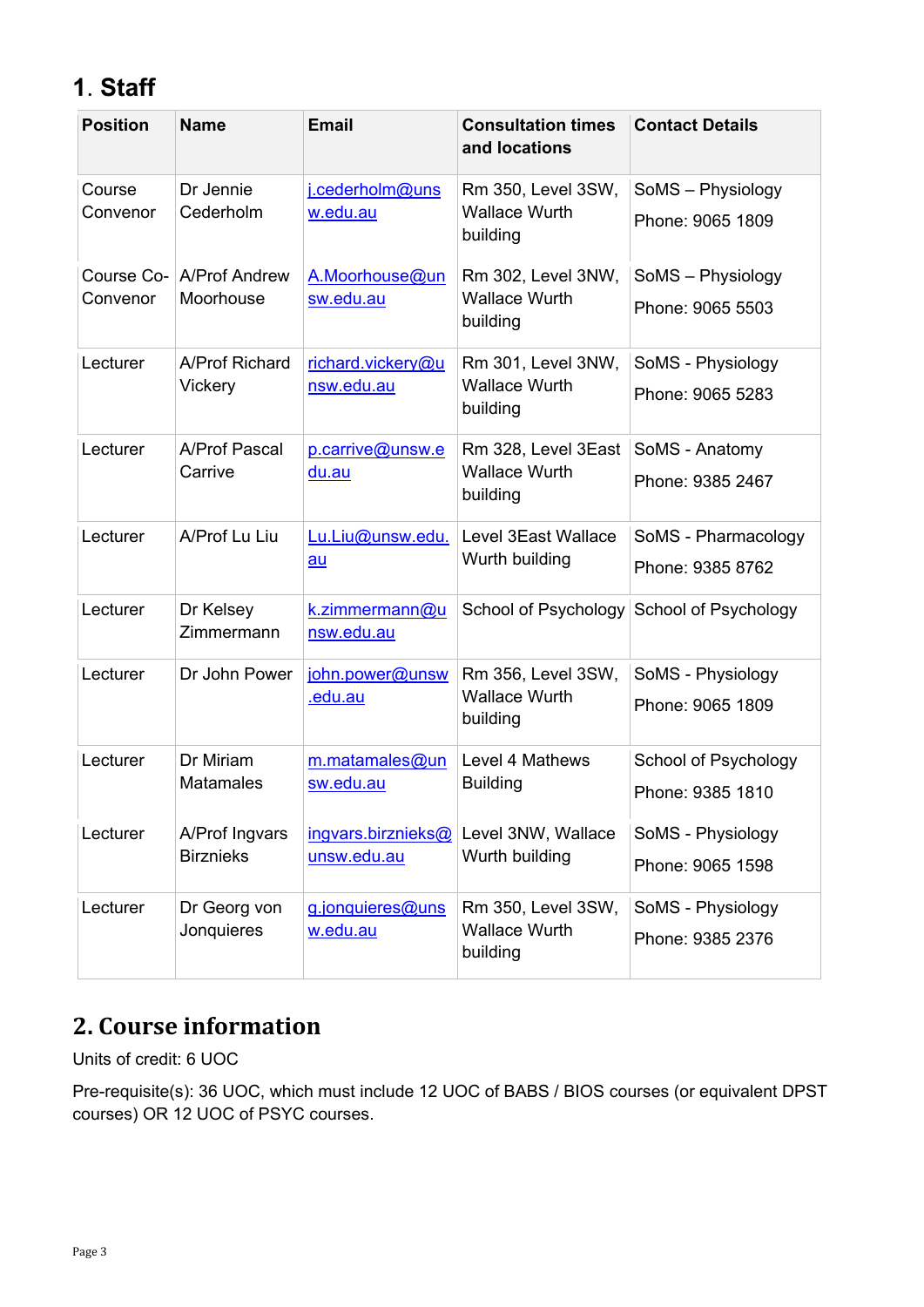# 1. Staff

| Position | Name | Email | Consultation times and locations | Contact Details |
|---|---|---|---|---|
| Course Convenor | Dr Jennie Cederholm | j.cederholm@unsw.edu.au | Rm 350, Level 3SW, Wallace Wurth building | SoMS – Physiology<br>Phone: 9065 1809 |
| Course Co-Convenor | A/Prof Andrew Moorhouse | A.Moorhouse@unsw.edu.au | Rm 302, Level 3NW, Wallace Wurth building | SoMS – Physiology<br>Phone: 9065 5503 |
| Lecturer | A/Prof Richard Vickery | richard.vickery@unsw.edu.au | Rm 301, Level 3NW, Wallace Wurth building | SoMS - Physiology<br>Phone: 9065 5283 |
| Lecturer | A/Prof Pascal Carrive | p.carrive@unsw.edu.au | Rm 328, Level 3East Wallace Wurth building | SoMS - Anatomy<br>Phone: 9385 2467 |
| Lecturer | A/Prof Lu Liu | Lu.Liu@unsw.edu.au | Level 3East Wallace Wurth building | SoMS - Pharmacology<br>Phone: 9385 8762 |
| Lecturer | Dr Kelsey Zimmermann | k.zimmermann@unsw.edu.au | School of Psychology | School of Psychology |
| Lecturer | Dr John Power | john.power@unsw.edu.au | Rm 356, Level 3SW, Wallace Wurth building | SoMS - Physiology<br>Phone: 9065 1809 |
| Lecturer | Dr Miriam Matamales | m.matamales@unsw.edu.au | Level 4 Mathews Building | School of Psychology<br>Phone: 9385 1810 |
| Lecturer | A/Prof Ingvars Birznieks | ingvars.birznieks@unsw.edu.au | Level 3NW, Wallace Wurth building | SoMS - Physiology<br>Phone: 9065 1598 |
| Lecturer | Dr Georg von Jonquieres | g.jonquieres@unsw.edu.au | Rm 350, Level 3SW, Wallace Wurth building | SoMS - Physiology<br>Phone: 9385 2376 |

# 2. Course information

Units of credit: 6 UOC

Pre-requisite(s): 36 UOC, which must include 12 UOC of BABS / BIOS courses (or equivalent DPST courses) OR 12 UOC of PSYC courses.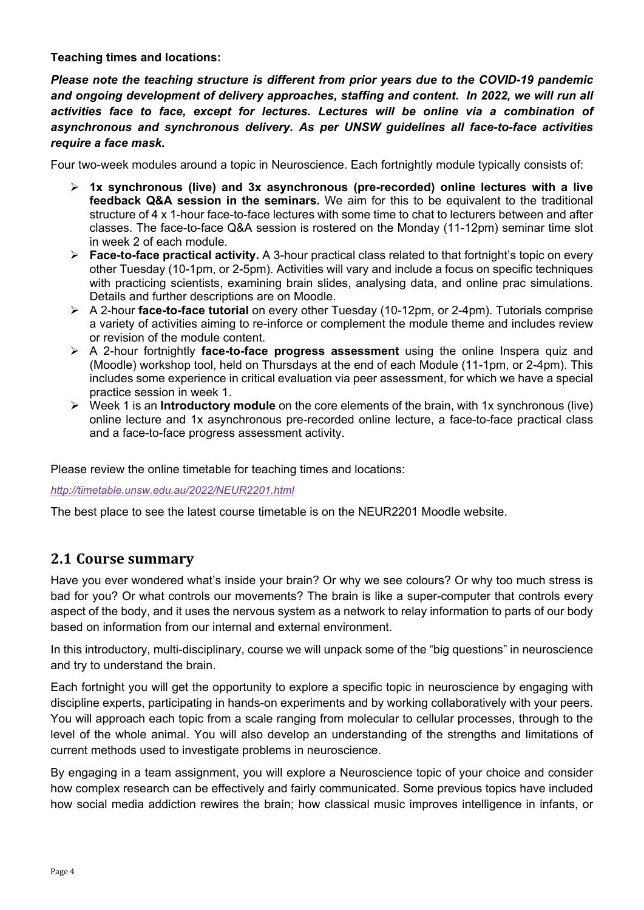**Teaching times and locations:**

***Please note the teaching structure is different from prior years due to the COVID-19 pandemic and ongoing development of delivery approaches, staffing and content. In 2022, we will run all activities face to face, except for lectures. Lectures will be online via a combination of asynchronous and synchronous delivery. As per UNSW guidelines all face-to-face activities require a face mask.***

Four two-week modules around a topic in Neuroscience. Each fortnightly module typically consists of:

- **1x synchronous (live) and 3x asynchronous (pre-recorded) online lectures with a live feedback Q&A session in the seminars.** We aim for this to be equivalent to the traditional structure of 4 x 1-hour face-to-face lectures with some time to chat to lecturers between and after classes. The face-to-face Q&A session is rostered on the Monday (11-12pm) seminar time slot in week 2 of each module.
- **Face-to-face practical activity.** A 3-hour practical class related to that fortnight's topic on every other Tuesday (10-1pm, or 2-5pm). Activities will vary and include a focus on specific techniques with practicing scientists, examining brain slides, analysing data, and online prac simulations. Details and further descriptions are on Moodle.
- A 2-hour **face-to-face tutorial** on every other Tuesday (10-12pm, or 2-4pm). Tutorials comprise a variety of activities aiming to re-inforce or complement the module theme and includes review or revision of the module content.
- A 2-hour fortnightly **face-to-face progress assessment** using the online Inspera quiz and (Moodle) workshop tool, held on Thursdays at the end of each Module (11-1pm, or 2-4pm). This includes some experience in critical evaluation via peer assessment, for which we have a special practice session in week 1.
- Week 1 is an **Introductory module** on the core elements of the brain, with 1x synchronous (live) online lecture and 1x asynchronous pre-recorded online lecture, a face-to-face practical class and a face-to-face progress assessment activity.

Please review the online timetable for teaching times and locations:

*http://timetable.unsw.edu.au/2022/NEUR2201.html*

The best place to see the latest course timetable is on the NEUR2201 Moodle website.

## 2.1 Course summary

Have you ever wondered what's inside your brain? Or why we see colours? Or why too much stress is bad for you? Or what controls our movements? The brain is like a super-computer that controls every aspect of the body, and it uses the nervous system as a network to relay information to parts of our body based on information from our internal and external environment.

In this introductory, multi-disciplinary, course we will unpack some of the "big questions" in neuroscience and try to understand the brain.

Each fortnight you will get the opportunity to explore a specific topic in neuroscience by engaging with discipline experts, participating in hands-on experiments and by working collaboratively with your peers. You will approach each topic from a scale ranging from molecular to cellular processes, through to the level of the whole animal. You will also develop an understanding of the strengths and limitations of current methods used to investigate problems in neuroscience.

By engaging in a team assignment, you will explore a Neuroscience topic of your choice and consider how complex research can be effectively and fairly communicated. Some previous topics have included how social media addiction rewires the brain; how classical music improves intelligence in infants, or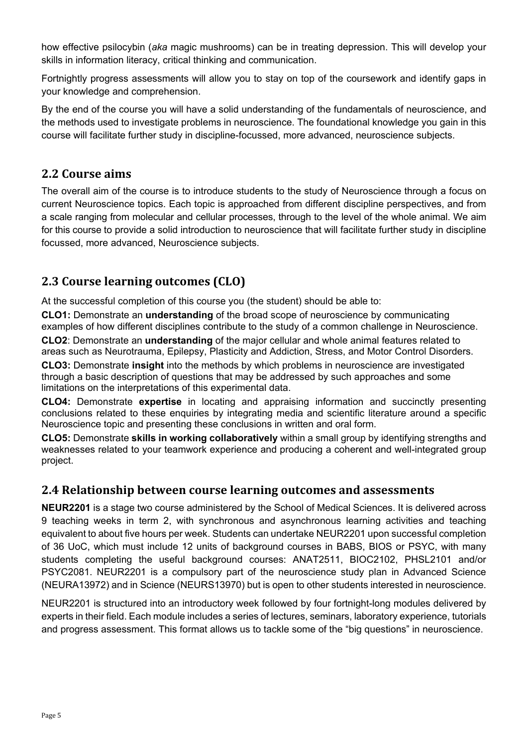how effective psilocybin (*aka* magic mushrooms) can be in treating depression. This will develop your skills in information literacy, critical thinking and communication.

Fortnightly progress assessments will allow you to stay on top of the coursework and identify gaps in your knowledge and comprehension.

By the end of the course you will have a solid understanding of the fundamentals of neuroscience, and the methods used to investigate problems in neuroscience. The foundational knowledge you gain in this course will facilitate further study in discipline-focussed, more advanced, neuroscience subjects.

## 2.2 Course aims

The overall aim of the course is to introduce students to the study of Neuroscience through a focus on current Neuroscience topics. Each topic is approached from different discipline perspectives, and from a scale ranging from molecular and cellular processes, through to the level of the whole animal. We aim for this course to provide a solid introduction to neuroscience that will facilitate further study in discipline focussed, more advanced, Neuroscience subjects.

## 2.3 Course learning outcomes (CLO)

At the successful completion of this course you (the student) should be able to:

**CLO1:** Demonstrate an **understanding** of the broad scope of neuroscience by communicating examples of how different disciplines contribute to the study of a common challenge in Neuroscience.

**CLO2**: Demonstrate an **understanding** of the major cellular and whole animal features related to areas such as Neurotrauma, Epilepsy, Plasticity and Addiction, Stress, and Motor Control Disorders.

**CLO3:** Demonstrate **insight** into the methods by which problems in neuroscience are investigated through a basic description of questions that may be addressed by such approaches and some limitations on the interpretations of this experimental data.

**CLO4:** Demonstrate **expertise** in locating and appraising information and succinctly presenting conclusions related to these enquiries by integrating media and scientific literature around a specific Neuroscience topic and presenting these conclusions in written and oral form.

**CLO5:** Demonstrate **skills in working collaboratively** within a small group by identifying strengths and weaknesses related to your teamwork experience and producing a coherent and well-integrated group project.

## 2.4 Relationship between course learning outcomes and assessments

**NEUR2201** is a stage two course administered by the School of Medical Sciences. It is delivered across 9 teaching weeks in term 2, with synchronous and asynchronous learning activities and teaching equivalent to about five hours per week. Students can undertake NEUR2201 upon successful completion of 36 UoC, which must include 12 units of background courses in BABS, BIOS or PSYC, with many students completing the useful background courses: ANAT2511, BIOC2102, PHSL2101 and/or PSYC2081. NEUR2201 is a compulsory part of the neuroscience study plan in Advanced Science (NEURA13972) and in Science (NEURS13970) but is open to other students interested in neuroscience.

NEUR2201 is structured into an introductory week followed by four fortnight-long modules delivered by experts in their field. Each module includes a series of lectures, seminars, laboratory experience, tutorials and progress assessment. This format allows us to tackle some of the "big questions" in neuroscience.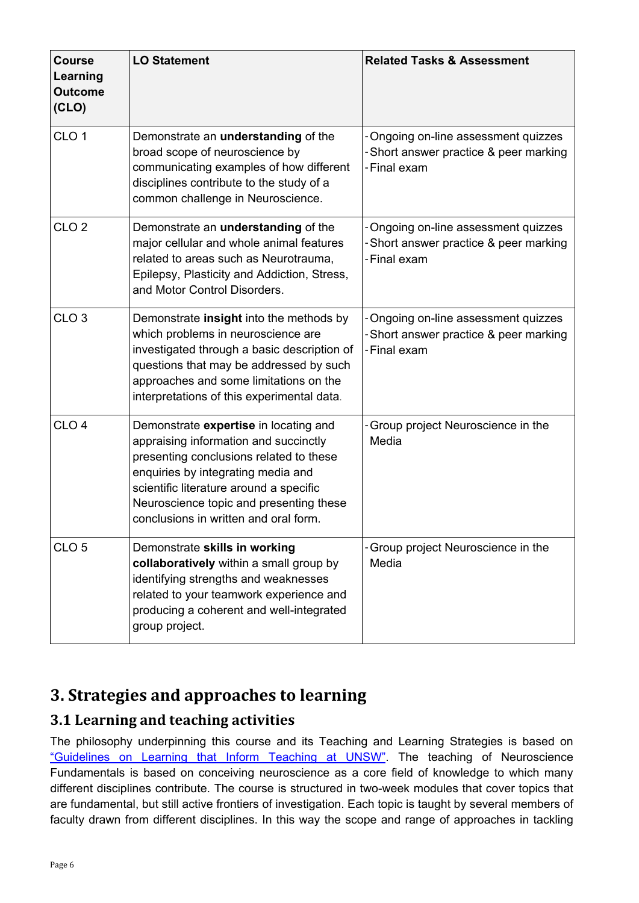| Course Learning Outcome (CLO) | LO Statement | Related Tasks & Assessment |
| --- | --- | --- |
| CLO 1 | Demonstrate an **understanding** of the broad scope of neuroscience by communicating examples of how different disciplines contribute to the study of a common challenge in Neuroscience. | - Ongoing on-line assessment quizzes<br>- Short answer practice & peer marking<br>- Final exam |
| CLO 2 | Demonstrate an **understanding** of the major cellular and whole animal features related to areas such as Neurotrauma, Epilepsy, Plasticity and Addiction, Stress, and Motor Control Disorders. | - Ongoing on-line assessment quizzes<br>- Short answer practice & peer marking<br>- Final exam |
| CLO 3 | Demonstrate **insight** into the methods by which problems in neuroscience are investigated through a basic description of questions that may be addressed by such approaches and some limitations on the interpretations of this experimental data. | - Ongoing on-line assessment quizzes<br>- Short answer practice & peer marking<br>- Final exam |
| CLO 4 | Demonstrate **expertise** in locating and appraising information and succinctly presenting conclusions related to these enquiries by integrating media and scientific literature around a specific Neuroscience topic and presenting these conclusions in written and oral form. | - Group project Neuroscience in the Media |
| CLO 5 | Demonstrate **skills in working collaboratively** within a small group by identifying strengths and weaknesses related to your teamwork experience and producing a coherent and well-integrated group project. | - Group project Neuroscience in the Media |

# 3. Strategies and approaches to learning

## 3.1 Learning and teaching activities

The philosophy underpinning this course and its Teaching and Learning Strategies is based on "Guidelines on Learning that Inform Teaching at UNSW". The teaching of Neuroscience Fundamentals is based on conceiving neuroscience as a core field of knowledge to which many different disciplines contribute. The course is structured in two-week modules that cover topics that are fundamental, but still active frontiers of investigation. Each topic is taught by several members of faculty drawn from different disciplines. In this way the scope and range of approaches in tackling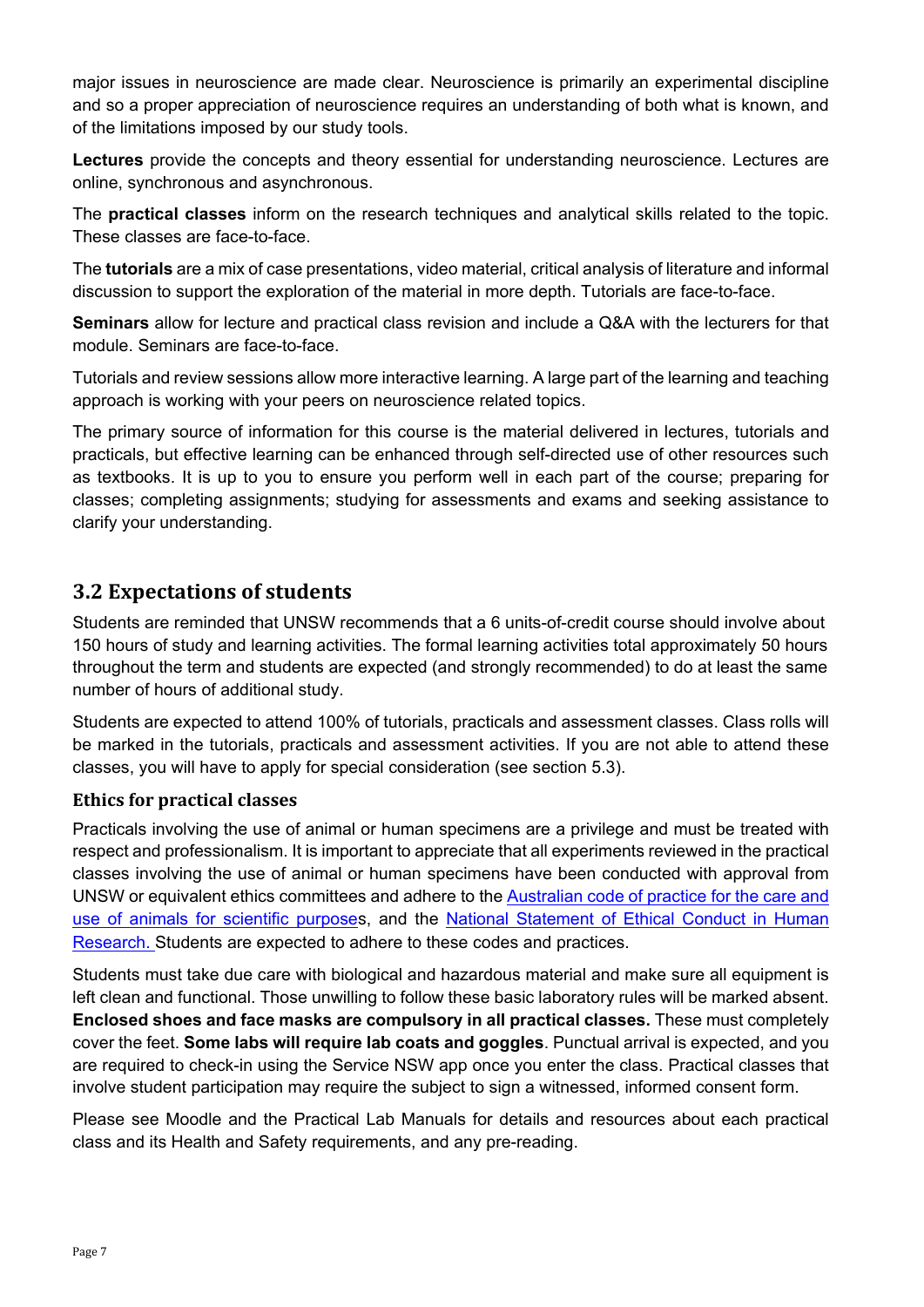major issues in neuroscience are made clear. Neuroscience is primarily an experimental discipline and so a proper appreciation of neuroscience requires an understanding of both what is known, and of the limitations imposed by our study tools.

**Lectures** provide the concepts and theory essential for understanding neuroscience. Lectures are online, synchronous and asynchronous.

The **practical classes** inform on the research techniques and analytical skills related to the topic. These classes are face-to-face.

The **tutorials** are a mix of case presentations, video material, critical analysis of literature and informal discussion to support the exploration of the material in more depth. Tutorials are face-to-face.

**Seminars** allow for lecture and practical class revision and include a Q&A with the lecturers for that module. Seminars are face-to-face.

Tutorials and review sessions allow more interactive learning. A large part of the learning and teaching approach is working with your peers on neuroscience related topics.

The primary source of information for this course is the material delivered in lectures, tutorials and practicals, but effective learning can be enhanced through self-directed use of other resources such as textbooks. It is up to you to ensure you perform well in each part of the course; preparing for classes; completing assignments; studying for assessments and exams and seeking assistance to clarify your understanding.

## 3.2 Expectations of students

Students are reminded that UNSW recommends that a 6 units-of-credit course should involve about 150 hours of study and learning activities. The formal learning activities total approximately 50 hours throughout the term and students are expected (and strongly recommended) to do at least the same number of hours of additional study.

Students are expected to attend 100% of tutorials, practicals and assessment classes. Class rolls will be marked in the tutorials, practicals and assessment activities. If you are not able to attend these classes, you will have to apply for special consideration (see section 5.3).

### Ethics for practical classes

Practicals involving the use of animal or human specimens are a privilege and must be treated with respect and professionalism. It is important to appreciate that all experiments reviewed in the practical classes involving the use of animal or human specimens have been conducted with approval from UNSW or equivalent ethics committees and adhere to the Australian code of practice for the care and use of animals for scientific purposes, and the National Statement of Ethical Conduct in Human Research. Students are expected to adhere to these codes and practices.

Students must take due care with biological and hazardous material and make sure all equipment is left clean and functional. Those unwilling to follow these basic laboratory rules will be marked absent. **Enclosed shoes and face masks are compulsory in all practical classes.** These must completely cover the feet. **Some labs will require lab coats and goggles**. Punctual arrival is expected, and you are required to check-in using the Service NSW app once you enter the class. Practical classes that involve student participation may require the subject to sign a witnessed, informed consent form.

Please see Moodle and the Practical Lab Manuals for details and resources about each practical class and its Health and Safety requirements, and any pre-reading.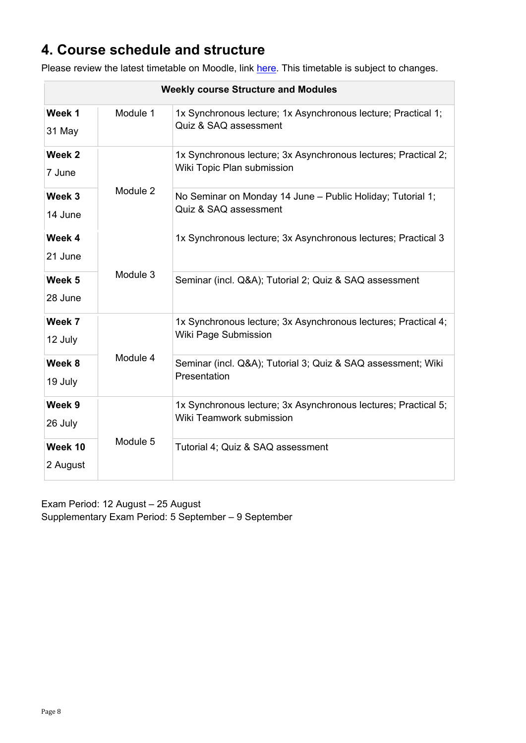## 4. Course schedule and structure

Please review the latest timetable on Moodle, link [here](). This timetable is subject to changes.

| Weekly course Structure and Modules | | |
|---|---|---|
| **Week 1**<br>31 May | Module 1 | 1x Synchronous lecture; 1x Asynchronous lecture; Practical 1; Quiz & SAQ assessment |
| **Week 2**<br>7 June | Module 2 | 1x Synchronous lecture; 3x Asynchronous lectures; Practical 2; Wiki Topic Plan submission |
| **Week 3**<br>14 June | | No Seminar on Monday 14 June – Public Holiday; Tutorial 1; Quiz & SAQ assessment |
| **Week 4**<br>21 June | Module 3 | 1x Synchronous lecture; 3x Asynchronous lectures; Practical 3 |
| **Week 5**<br>28 June | | Seminar (incl. Q&A); Tutorial 2; Quiz & SAQ assessment |
| **Week 7**<br>12 July | Module 4 | 1x Synchronous lecture; 3x Asynchronous lectures; Practical 4; Wiki Page Submission |
| **Week 8**<br>19 July | | Seminar (incl. Q&A); Tutorial 3; Quiz & SAQ assessment; Wiki Presentation |
| **Week 9**<br>26 July | Module 5 | 1x Synchronous lecture; 3x Asynchronous lectures; Practical 5; Wiki Teamwork submission |
| **Week 10**<br>2 August | | Tutorial 4; Quiz & SAQ assessment |

Exam Period: 12 August – 25 August
Supplementary Exam Period: 5 September – 9 September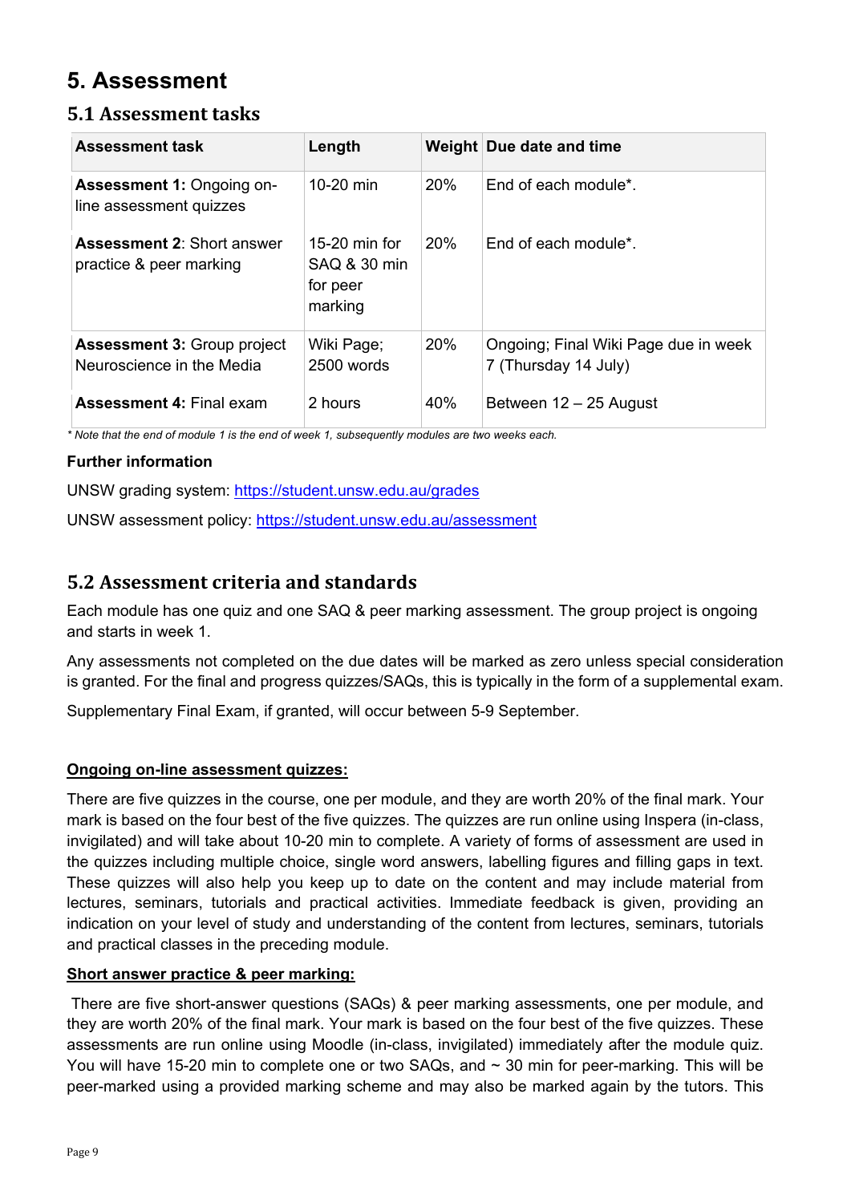# 5. Assessment

## 5.1 Assessment tasks

| Assessment task | Length | Weight | Due date and time |
|---|---|---|---|
| **Assessment 1:** Ongoing on-line assessment quizzes | 10-20 min | 20% | End of each module*. |
| **Assessment 2**: Short answer practice & peer marking | 15-20 min for SAQ & 30 min for peer marking | 20% | End of each module*. |
| **Assessment 3:** Group project Neuroscience in the Media | Wiki Page; 2500 words | 20% | Ongoing; Final Wiki Page due in week 7 (Thursday 14 July) |
| **Assessment 4:** Final exam | 2 hours | 40% | Between 12 – 25 August |

*\* Note that the end of module 1 is the end of week 1, subsequently modules are two weeks each.*

**Further information**

UNSW grading system: https://student.unsw.edu.au/grades

UNSW assessment policy: https://student.unsw.edu.au/assessment

## 5.2 Assessment criteria and standards

Each module has one quiz and one SAQ & peer marking assessment. The group project is ongoing and starts in week 1.

Any assessments not completed on the due dates will be marked as zero unless special consideration is granted. For the final and progress quizzes/SAQs, this is typically in the form of a supplemental exam.

Supplementary Final Exam, if granted, will occur between 5-9 September.

**Ongoing on-line assessment quizzes:**

There are five quizzes in the course, one per module, and they are worth 20% of the final mark. Your mark is based on the four best of the five quizzes. The quizzes are run online using Inspera (in-class, invigilated) and will take about 10-20 min to complete. A variety of forms of assessment are used in the quizzes including multiple choice, single word answers, labelling figures and filling gaps in text. These quizzes will also help you keep up to date on the content and may include material from lectures, seminars, tutorials and practical activities. Immediate feedback is given, providing an indication on your level of study and understanding of the content from lectures, seminars, tutorials and practical classes in the preceding module.

**Short answer practice & peer marking:**

There are five short-answer questions (SAQs) & peer marking assessments, one per module, and they are worth 20% of the final mark. Your mark is based on the four best of the five quizzes. These assessments are run online using Moodle (in-class, invigilated) immediately after the module quiz. You will have 15-20 min to complete one or two SAQs, and ~ 30 min for peer-marking. This will be peer-marked using a provided marking scheme and may also be marked again by the tutors. This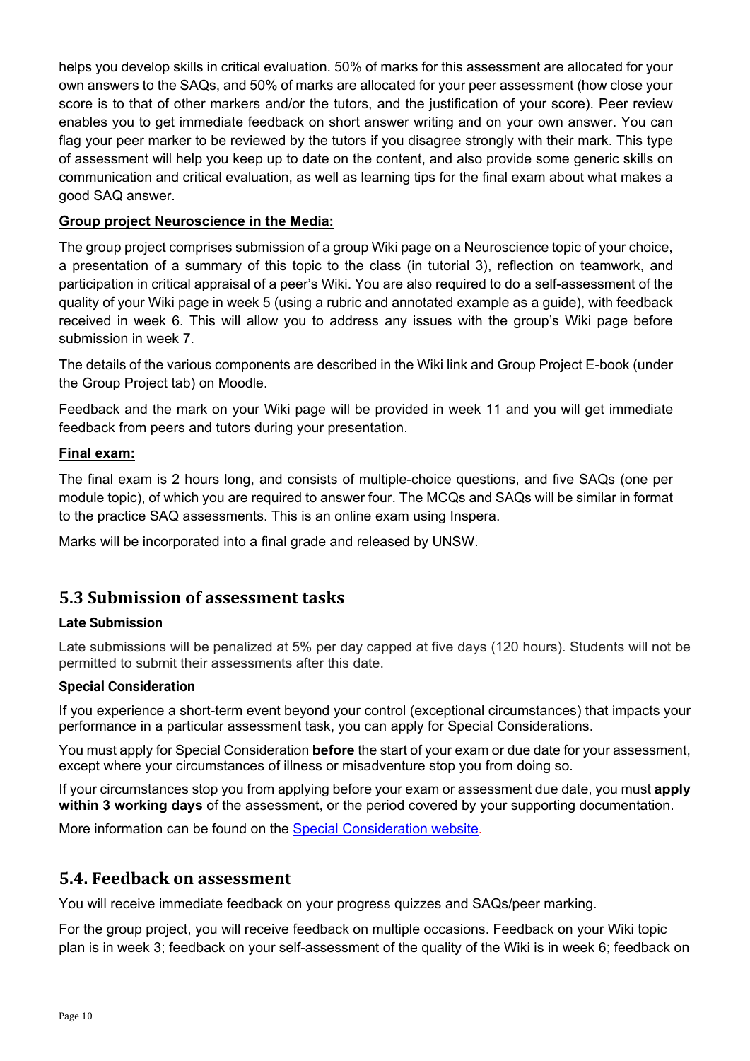helps you develop skills in critical evaluation. 50% of marks for this assessment are allocated for your own answers to the SAQs, and 50% of marks are allocated for your peer assessment (how close your score is to that of other markers and/or the tutors, and the justification of your score). Peer review enables you to get immediate feedback on short answer writing and on your own answer. You can flag your peer marker to be reviewed by the tutors if you disagree strongly with their mark. This type of assessment will help you keep up to date on the content, and also provide some generic skills on communication and critical evaluation, as well as learning tips for the final exam about what makes a good SAQ answer.

**Group project Neuroscience in the Media:**

The group project comprises submission of a group Wiki page on a Neuroscience topic of your choice, a presentation of a summary of this topic to the class (in tutorial 3), reflection on teamwork, and participation in critical appraisal of a peer's Wiki. You are also required to do a self-assessment of the quality of your Wiki page in week 5 (using a rubric and annotated example as a guide), with feedback received in week 6. This will allow you to address any issues with the group's Wiki page before submission in week 7.

The details of the various components are described in the Wiki link and Group Project E-book (under the Group Project tab) on Moodle.

Feedback and the mark on your Wiki page will be provided in week 11 and you will get immediate feedback from peers and tutors during your presentation.

**Final exam:**

The final exam is 2 hours long, and consists of multiple-choice questions, and five SAQs (one per module topic), of which you are required to answer four. The MCQs and SAQs will be similar in format to the practice SAQ assessments. This is an online exam using Inspera.

Marks will be incorporated into a final grade and released by UNSW.

## 5.3 Submission of assessment tasks

**Late Submission**

Late submissions will be penalized at 5% per day capped at five days (120 hours). Students will not be permitted to submit their assessments after this date.

**Special Consideration**

If you experience a short-term event beyond your control (exceptional circumstances) that impacts your performance in a particular assessment task, you can apply for Special Considerations.

You must apply for Special Consideration **before** the start of your exam or due date for your assessment, except where your circumstances of illness or misadventure stop you from doing so.

If your circumstances stop you from applying before your exam or assessment due date, you must **apply within 3 working days** of the assessment, or the period covered by your supporting documentation.

More information can be found on the Special Consideration website.

## 5.4. Feedback on assessment

You will receive immediate feedback on your progress quizzes and SAQs/peer marking.

For the group project, you will receive feedback on multiple occasions. Feedback on your Wiki topic plan is in week 3; feedback on your self-assessment of the quality of the Wiki is in week 6; feedback on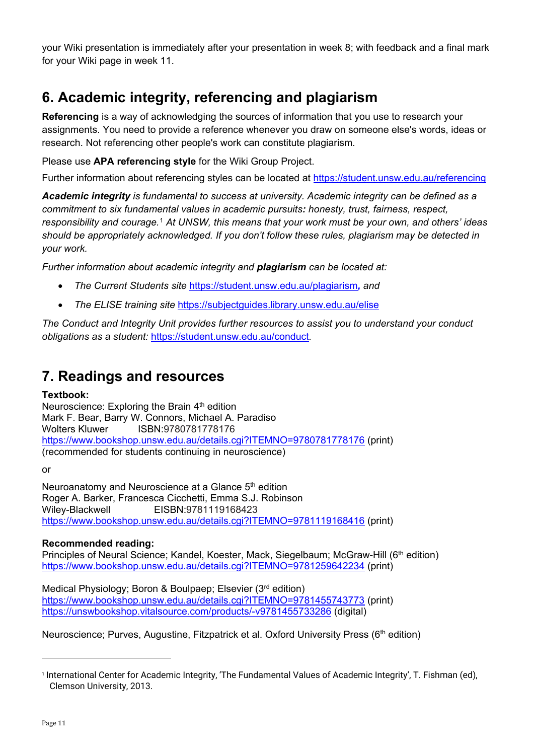your Wiki presentation is immediately after your presentation in week 8; with feedback and a final mark for your Wiki page in week 11.

## 6. Academic integrity, referencing and plagiarism

**Referencing** is a way of acknowledging the sources of information that you use to research your assignments. You need to provide a reference whenever you draw on someone else's words, ideas or research. Not referencing other people's work can constitute plagiarism.

Please use **APA referencing style** for the Wiki Group Project.

Further information about referencing styles can be located at https://student.unsw.edu.au/referencing

***Academic integrity** is fundamental to success at university. Academic integrity can be defined as a commitment to six fundamental values in academic pursuits**:** honesty, trust, fairness, respect, responsibility and courage.*[1] *At UNSW, this means that your work must be your own, and others' ideas should be appropriately acknowledged. If you don't follow these rules, plagiarism may be detected in your work.*

*Further information about academic integrity and **plagiarism** can be located at:*

- *The Current Students site* https://student.unsw.edu.au/plagiarism***,*** *and*
- *The ELISE training site* https://subjectguides.library.unsw.edu.au/elise

*The Conduct and Integrity Unit provides further resources to assist you to understand your conduct obligations as a student:* https://student.unsw.edu.au/conduct.

## 7. Readings and resources

**Textbook:**
Neuroscience: Exploring the Brain 4th edition
Mark F. Bear, Barry W. Connors, Michael A. Paradiso
Wolters Kluwer ISBN:9780781778176
https://www.bookshop.unsw.edu.au/details.cgi?ITEMNO=9780781778176 (print)
(recommended for students continuing in neuroscience)

or

Neuroanatomy and Neuroscience at a Glance 5th edition
Roger A. Barker, Francesca Cicchetti, Emma S.J. Robinson
Wiley-Blackwell EISBN:9781119168423
https://www.bookshop.unsw.edu.au/details.cgi?ITEMNO=9781119168416 (print)

**Recommended reading:**
Principles of Neural Science; Kandel, Koester, Mack, Siegelbaum; McGraw-Hill (6th edition)
https://www.bookshop.unsw.edu.au/details.cgi?ITEMNO=9781259642234 (print)

Medical Physiology; Boron & Boulpaep; Elsevier (3rd edition)
https://www.bookshop.unsw.edu.au/details.cgi?ITEMNO=9781455743773 (print)
https://unswbookshop.vitalsource.com/products/-v9781455733286 (digital)

Neuroscience; Purves, Augustine, Fitzpatrick et al. Oxford University Press (6th edition)

---

[1] International Center for Academic Integrity, 'The Fundamental Values of Academic Integrity', T. Fishman (ed), Clemson University, 2013.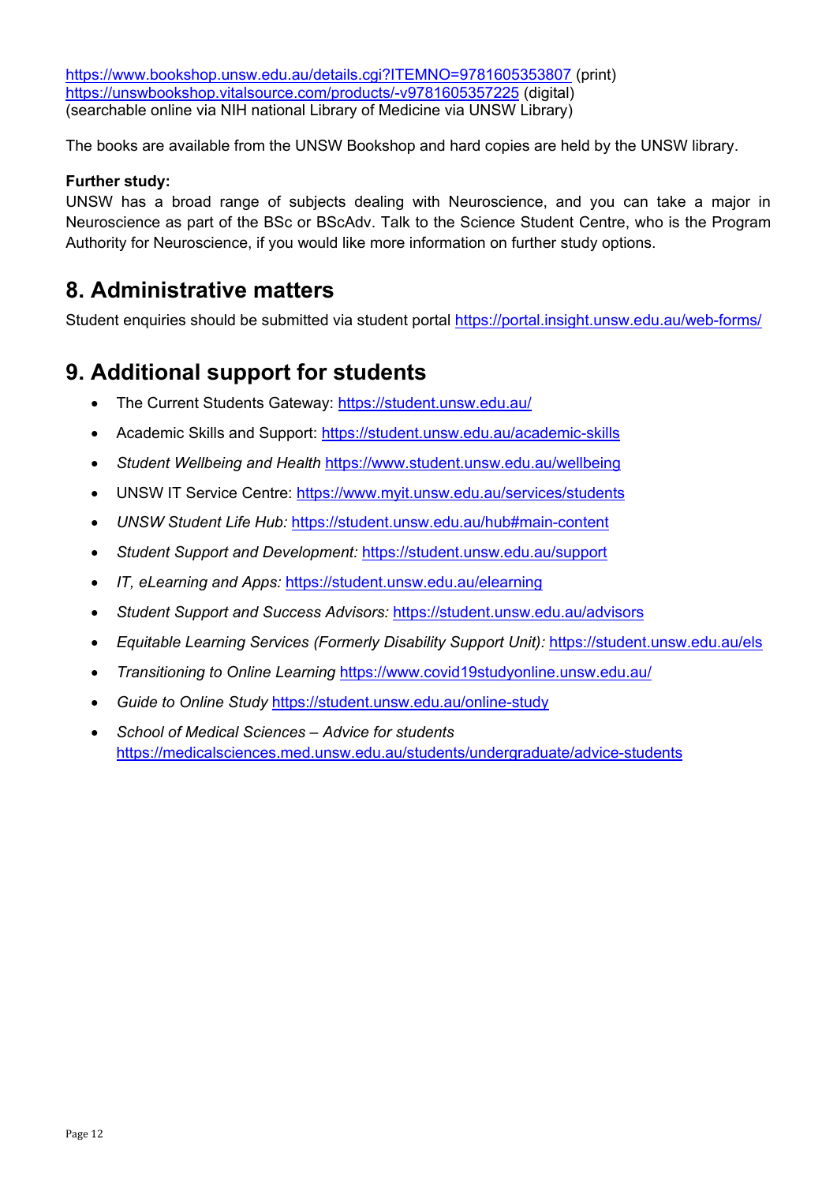https://www.bookshop.unsw.edu.au/details.cgi?ITEMNO=9781605353807 (print)
https://unswbookshop.vitalsource.com/products/-v9781605357225 (digital)
(searchable online via NIH national Library of Medicine via UNSW Library)

The books are available from the UNSW Bookshop and hard copies are held by the UNSW library.

**Further study:**
UNSW has a broad range of subjects dealing with Neuroscience, and you can take a major in Neuroscience as part of the BSc or BScAdv. Talk to the Science Student Centre, who is the Program Authority for Neuroscience, if you would like more information on further study options.

## 8. Administrative matters

Student enquiries should be submitted via student portal https://portal.insight.unsw.edu.au/web-forms/

## 9. Additional support for students

- The Current Students Gateway: https://student.unsw.edu.au/
- Academic Skills and Support: https://student.unsw.edu.au/academic-skills
- *Student Wellbeing and Health* https://www.student.unsw.edu.au/wellbeing
- UNSW IT Service Centre: https://www.myit.unsw.edu.au/services/students
- *UNSW Student Life Hub:* https://student.unsw.edu.au/hub#main-content
- *Student Support and Development:* https://student.unsw.edu.au/support
- *IT, eLearning and Apps:* https://student.unsw.edu.au/elearning
- *Student Support and Success Advisors:* https://student.unsw.edu.au/advisors
- *Equitable Learning Services (Formerly Disability Support Unit):* https://student.unsw.edu.au/els
- *Transitioning to Online Learning* https://www.covid19studyonline.unsw.edu.au/
- *Guide to Online Study* https://student.unsw.edu.au/online-study
- *School of Medical Sciences – Advice for students* https://medicalsciences.med.unsw.edu.au/students/undergraduate/advice-students